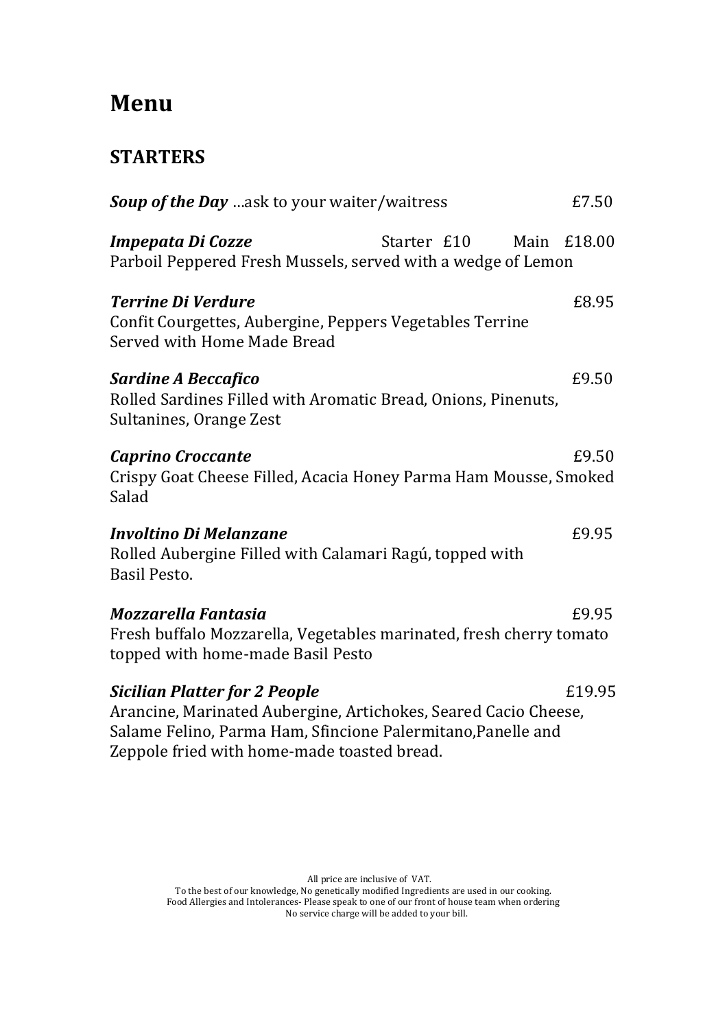# Menu

## STARTERS

***Soup of the Day*** …ask to your waiter/waitress £7.50

***Impepata Di Cozze*** Starter £10 Main £18.00
Parboil Peppered Fresh Mussels, served with a wedge of Lemon

***Terrine Di Verdure*** £8.95
Confit Courgettes, Aubergine, Peppers Vegetables Terrine
Served with Home Made Bread

***Sardine A Beccafico*** £9.50
Rolled Sardines Filled with Aromatic Bread, Onions, Pinenuts, Sultanines, Orange Zest

***Caprino Croccante*** £9.50
Crispy Goat Cheese Filled, Acacia Honey Parma Ham Mousse, Smoked Salad

***Involtino Di Melanzane*** £9.95
Rolled Aubergine Filled with Calamari Ragú, topped with Basil Pesto.

***Mozzarella Fantasia*** £9.95
Fresh buffalo Mozzarella, Vegetables marinated, fresh cherry tomato topped with home-made Basil Pesto

***Sicilian Platter for 2 People*** £19.95
Arancine, Marinated Aubergine, Artichokes, Seared Cacio Cheese, Salame Felino, Parma Ham, Sfincione Palermitano,Panelle and Zeppole fried with home-made toasted bread.

All price are inclusive of VAT.
To the best of our knowledge, No genetically modified Ingredients are used in our cooking.
Food Allergies and Intolerances- Please speak to one of our front of house team when ordering
No service charge will be added to your bill.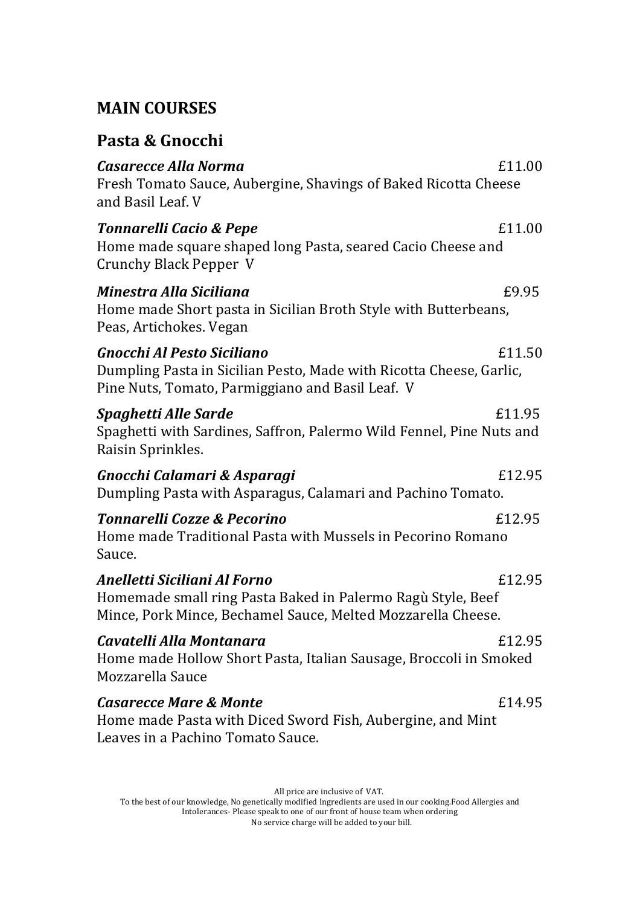# MAIN COURSES

## Pasta & Gnocchi

***Casarecce Alla Norma*** £11.00
Fresh Tomato Sauce, Aubergine, Shavings of Baked Ricotta Cheese and Basil Leaf. V

***Tonnarelli Cacio & Pepe*** £11.00
Home made square shaped long Pasta, seared Cacio Cheese and Crunchy Black Pepper V

***Minestra Alla Siciliana*** £9.95
Home made Short pasta in Sicilian Broth Style with Butterbeans, Peas, Artichokes. Vegan

***Gnocchi Al Pesto Siciliano*** £11.50
Dumpling Pasta in Sicilian Pesto, Made with Ricotta Cheese, Garlic, Pine Nuts, Tomato, Parmiggiano and Basil Leaf. V

***Spaghetti Alle Sarde*** £11.95
Spaghetti with Sardines, Saffron, Palermo Wild Fennel, Pine Nuts and Raisin Sprinkles.

***Gnocchi Calamari & Asparagi*** £12.95
Dumpling Pasta with Asparagus, Calamari and Pachino Tomato.

***Tonnarelli Cozze & Pecorino*** £12.95
Home made Traditional Pasta with Mussels in Pecorino Romano Sauce.

***Anelletti Siciliani Al Forno*** £12.95
Homemade small ring Pasta Baked in Palermo Ragù Style, Beef Mince, Pork Mince, Bechamel Sauce, Melted Mozzarella Cheese.

***Cavatelli Alla Montanara*** £12.95
Home made Hollow Short Pasta, Italian Sausage, Broccoli in Smoked Mozzarella Sauce

***Casarecce Mare & Monte*** £14.95
Home made Pasta with Diced Sword Fish, Aubergine, and Mint Leaves in a Pachino Tomato Sauce.

All price are inclusive of VAT.
To the best of our knowledge, No genetically modified Ingredients are used in our cooking.Food Allergies and Intolerances- Please speak to one of our front of house team when ordering
No service charge will be added to your bill.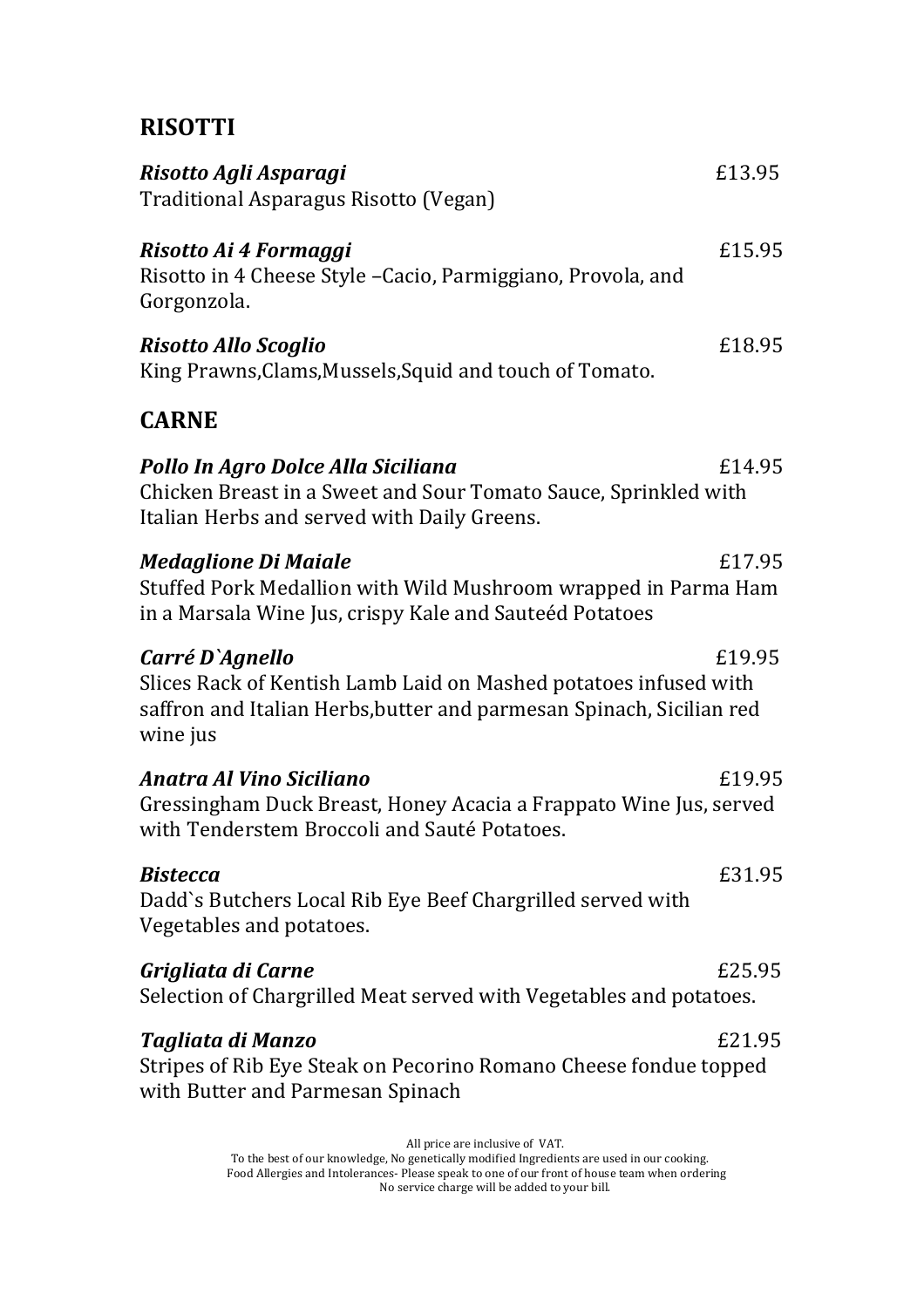## RISOTTI

***Risotto Agli Asparagi*** £13.95
Traditional Asparagus Risotto (Vegan)

***Risotto Ai 4 Formaggi*** £15.95
Risotto in 4 Cheese Style –Cacio, Parmiggiano, Provola, and Gorgonzola.

***Risotto Allo Scoglio*** £18.95
King Prawns,Clams,Mussels,Squid and touch of Tomato.

## CARNE

***Pollo In Agro Dolce Alla Siciliana*** £14.95
Chicken Breast in a Sweet and Sour Tomato Sauce, Sprinkled with Italian Herbs and served with Daily Greens.

***Medaglione Di Maiale*** £17.95
Stuffed Pork Medallion with Wild Mushroom wrapped in Parma Ham in a Marsala Wine Jus, crispy Kale and Sauteéd Potatoes

***Carré D`Agnello*** £19.95
Slices Rack of Kentish Lamb Laid on Mashed potatoes infused with saffron and Italian Herbs,butter and parmesan Spinach, Sicilian red wine jus

***Anatra Al Vino Siciliano*** £19.95
Gressingham Duck Breast, Honey Acacia a Frappato Wine Jus, served with Tenderstem Broccoli and Sauté Potatoes.

***Bistecca*** £31.95
Dadd`s Butchers Local Rib Eye Beef Chargrilled served with Vegetables and potatoes.

***Grigliata di Carne*** £25.95
Selection of Chargrilled Meat served with Vegetables and potatoes.

***Tagliata di Manzo*** £21.95
Stripes of Rib Eye Steak on Pecorino Romano Cheese fondue topped with Butter and Parmesan Spinach

All price are inclusive of VAT.
To the best of our knowledge, No genetically modified Ingredients are used in our cooking.
Food Allergies and Intolerances- Please speak to one of our front of house team when ordering
No service charge will be added to your bill.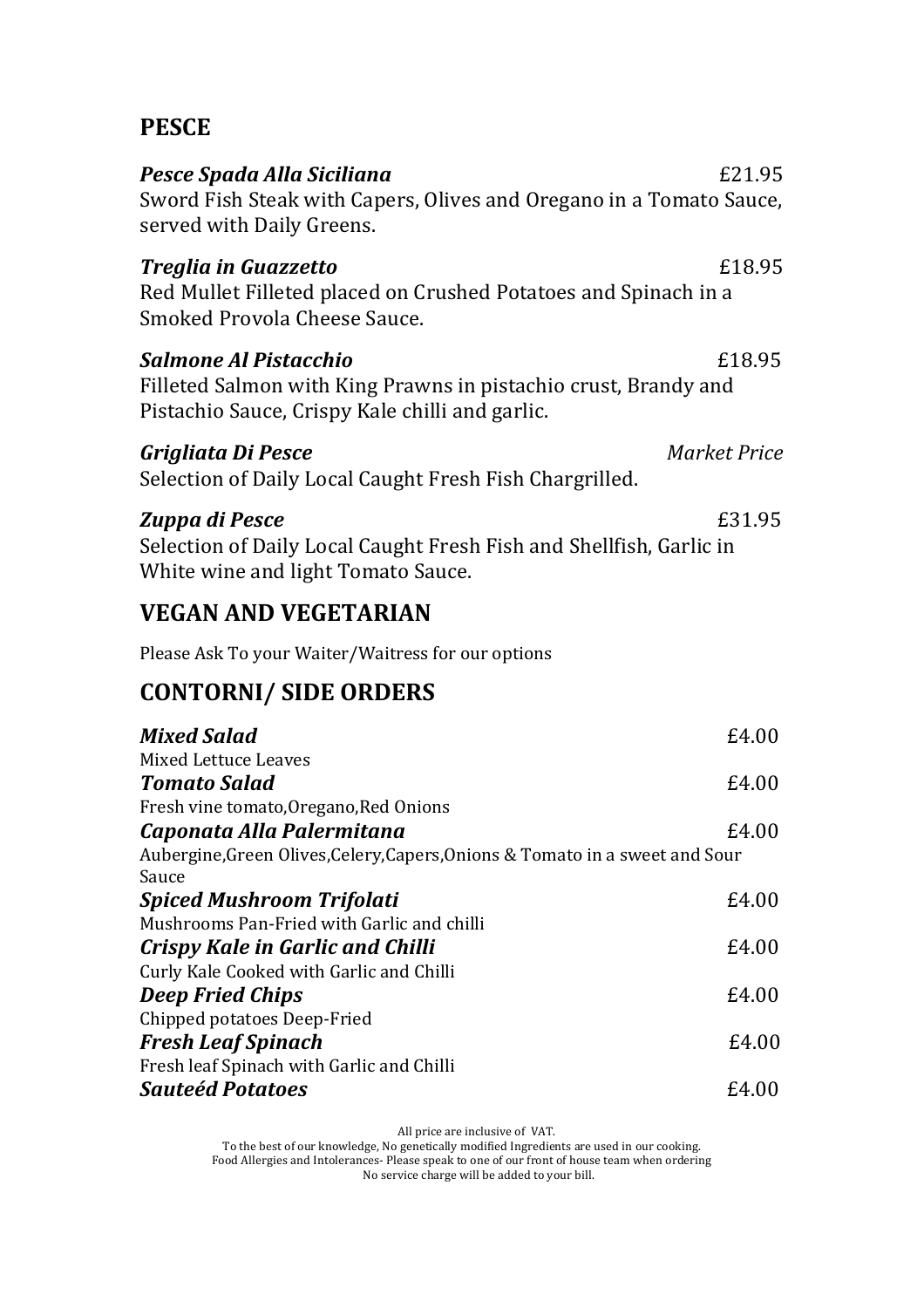## PESCE

***Pesce Spada Alla Siciliana*** £21.95
Sword Fish Steak with Capers, Olives and Oregano in a Tomato Sauce, served with Daily Greens.

***Treglia in Guazzetto*** £18.95
Red Mullet Filleted placed on Crushed Potatoes and Spinach in a Smoked Provola Cheese Sauce.

***Salmone Al Pistacchio*** £18.95
Filleted Salmon with King Prawns in pistachio crust, Brandy and Pistachio Sauce, Crispy Kale chilli and garlic.

***Grigliata Di Pesce*** *Market Price*
Selection of Daily Local Caught Fresh Fish Chargrilled.

***Zuppa di Pesce*** £31.95
Selection of Daily Local Caught Fresh Fish and Shellfish, Garlic in White wine and light Tomato Sauce.

## VEGAN AND VEGETARIAN

Please Ask To your Waiter/Waitress for our options

## CONTORNI/ SIDE ORDERS

***Mixed Salad*** £4.00
Mixed Lettuce Leaves

***Tomato Salad*** £4.00
Fresh vine tomato,Oregano,Red Onions

***Caponata Alla Palermitana*** £4.00
Aubergine,Green Olives,Celery,Capers,Onions & Tomato in a sweet and Sour Sauce

***Spiced Mushroom Trifolati*** £4.00
Mushrooms Pan-Fried with Garlic and chilli

***Crispy Kale in Garlic and Chilli*** £4.00
Curly Kale Cooked with Garlic and Chilli

***Deep Fried Chips*** £4.00
Chipped potatoes Deep-Fried

***Fresh Leaf Spinach*** £4.00
Fresh leaf Spinach with Garlic and Chilli

***Sauteéd Potatoes*** £4.00

All price are inclusive of VAT.
To the best of our knowledge, No genetically modified Ingredients are used in our cooking.
Food Allergies and Intolerances- Please speak to one of our front of house team when ordering
No service charge will be added to your bill.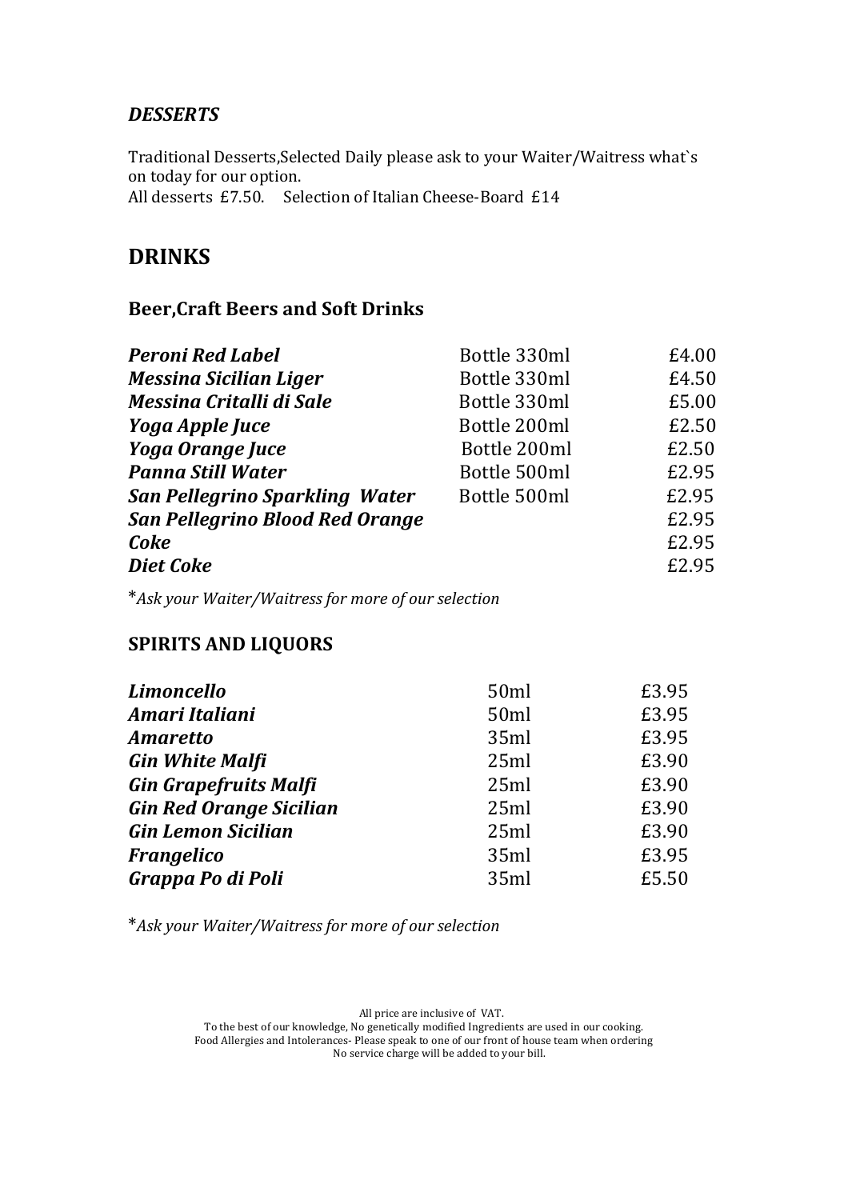### *DESSERTS*

Traditional Desserts,Selected Daily please ask to your Waiter/Waitress what`s on today for our option.
All desserts £7.50. Selection of Italian Cheese-Board £14

## DRINKS

### Beer,Craft Beers and Soft Drinks

| | | |
|---|---|---|
| ***Peroni Red Label*** | Bottle 330ml | £4.00 |
| ***Messina Sicilian Liger*** | Bottle 330ml | £4.50 |
| ***Messina Critalli di Sale*** | Bottle 330ml | £5.00 |
| ***Yoga Apple Juce*** | Bottle 200ml | £2.50 |
| ***Yoga Orange Juce*** | Bottle 200ml | £2.50 |
| ***Panna Still Water*** | Bottle 500ml | £2.95 |
| ***San Pellegrino Sparkling Water*** | Bottle 500ml | £2.95 |
| ***San Pellegrino Blood Red Orange*** | | £2.95 |
| ***Coke*** | | £2.95 |
| ***Diet Coke*** | | £2.95 |

**Ask your Waiter/Waitress for more of our selection*

### SPIRITS AND LIQUORS

| | | |
|---|---|---|
| ***Limoncello*** | 50ml | £3.95 |
| ***Amari Italiani*** | 50ml | £3.95 |
| ***Amaretto*** | 35ml | £3.95 |
| ***Gin White Malfi*** | 25ml | £3.90 |
| ***Gin Grapefruits Malfi*** | 25ml | £3.90 |
| ***Gin Red Orange Sicilian*** | 25ml | £3.90 |
| ***Gin Lemon Sicilian*** | 25ml | £3.90 |
| ***Frangelico*** | 35ml | £3.95 |
| ***Grappa Po di Poli*** | 35ml | £5.50 |

**Ask your Waiter/Waitress for more of our selection*

All price are inclusive of VAT.
To the best of our knowledge, No genetically modified Ingredients are used in our cooking.
Food Allergies and Intolerances- Please speak to one of our front of house team when ordering
No service charge will be added to your bill.